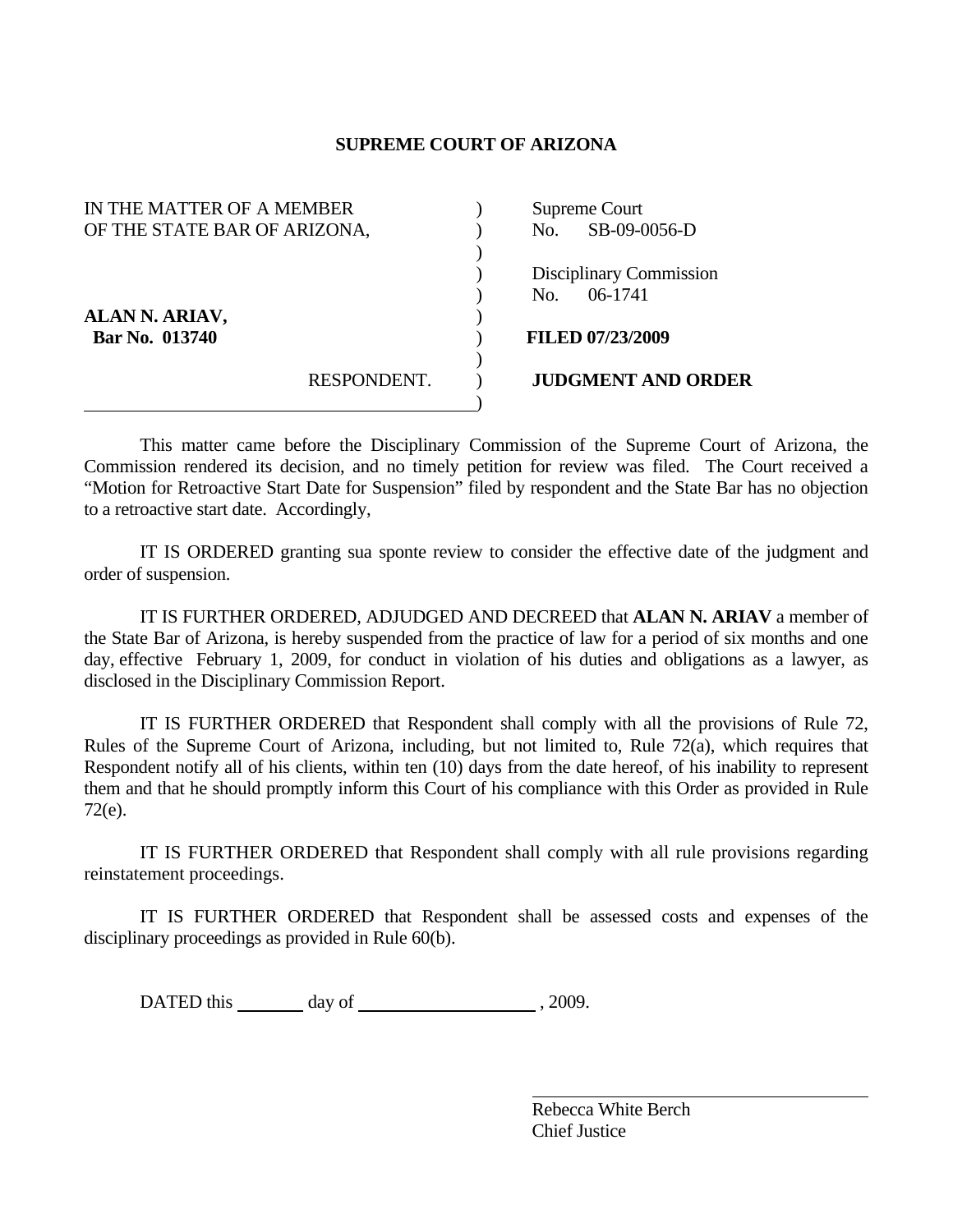# SUPREME COURT OF ARIZONA

| | |
|---|---|
| IN THE MATTER OF A MEMBER OF THE STATE BAR OF ARIZONA, | Supreme Court No. SB-09-0056-D |
| | Disciplinary Commission No. 06-1741 |
| **ALAN N. ARIAV, Bar No. 013740** | **FILED 07/23/2009** |
| RESPONDENT. | **JUDGMENT AND ORDER** |

This matter came before the Disciplinary Commission of the Supreme Court of Arizona, the Commission rendered its decision, and no timely petition for review was filed. The Court received a "Motion for Retroactive Start Date for Suspension" filed by respondent and the State Bar has no objection to a retroactive start date. Accordingly,

IT IS ORDERED granting sua sponte review to consider the effective date of the judgment and order of suspension.

IT IS FURTHER ORDERED, ADJUDGED AND DECREED that **ALAN N. ARIAV** a member of the State Bar of Arizona, is hereby suspended from the practice of law for a period of six months and one day, effective February 1, 2009, for conduct in violation of his duties and obligations as a lawyer, as disclosed in the Disciplinary Commission Report.

IT IS FURTHER ORDERED that Respondent shall comply with all the provisions of Rule 72, Rules of the Supreme Court of Arizona, including, but not limited to, Rule 72(a), which requires that Respondent notify all of his clients, within ten (10) days from the date hereof, of his inability to represent them and that he should promptly inform this Court of his compliance with this Order as provided in Rule 72(e).

IT IS FURTHER ORDERED that Respondent shall comply with all rule provisions regarding reinstatement proceedings.

IT IS FURTHER ORDERED that Respondent shall be assessed costs and expenses of the disciplinary proceedings as provided in Rule 60(b).

DATED this ______ day of ________________, 2009.

\_\_\_\_\_\_\_\_\_\_\_\_\_\_\_\_\_\_\_\_\_\_\_\_\_\_\_\_\_\_\_\_\_\_\_\_\_\_\_\_

Rebecca White Berch
Chief Justice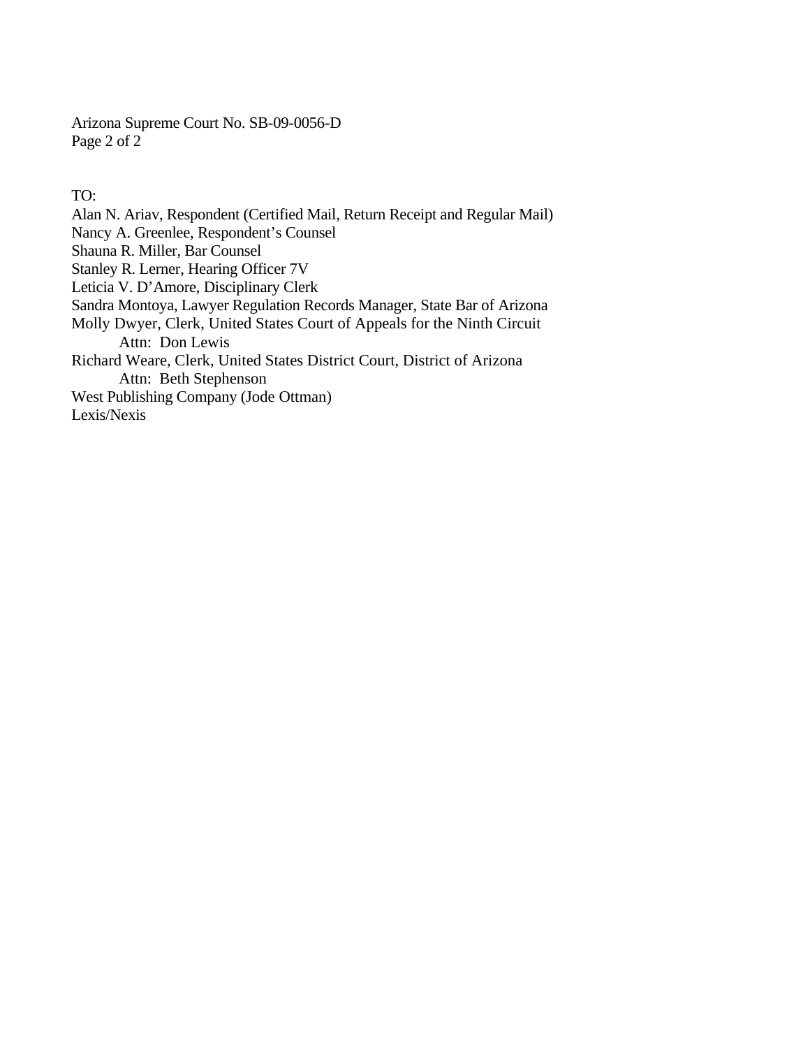TO:

Alan N. Ariav, Respondent (Certified Mail, Return Receipt and Regular Mail)
Nancy A. Greenlee, Respondent's Counsel
Shauna R. Miller, Bar Counsel
Stanley R. Lerner, Hearing Officer 7V
Leticia V. D'Amore, Disciplinary Clerk
Sandra Montoya, Lawyer Regulation Records Manager, State Bar of Arizona
Molly Dwyer, Clerk, United States Court of Appeals for the Ninth Circuit
    Attn: Don Lewis
Richard Weare, Clerk, United States District Court, District of Arizona
    Attn: Beth Stephenson
West Publishing Company (Jode Ottman)
Lexis/Nexis